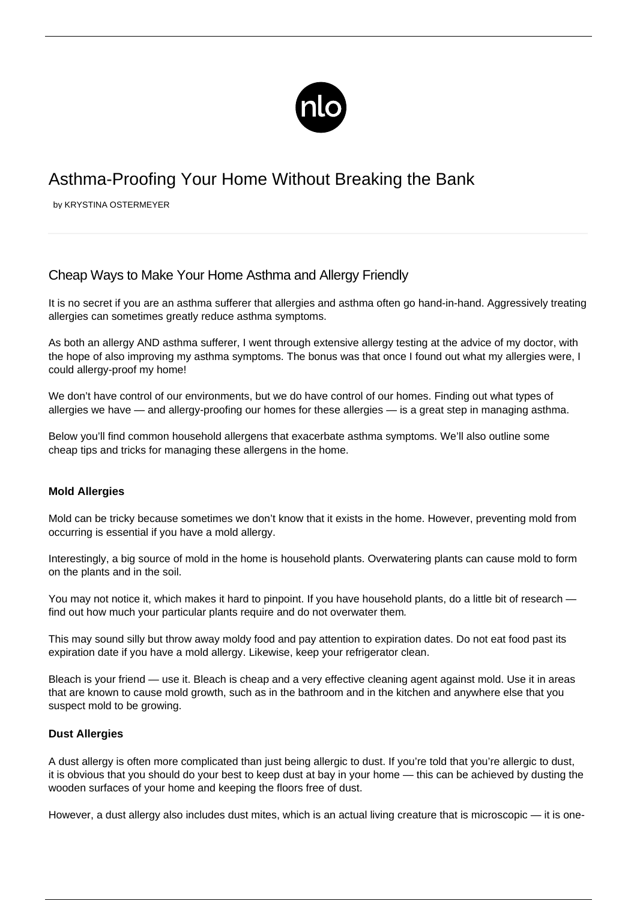# Asthma-Proofing Your Home Without Breaking the Bank

by KRYSTINA OSTERMEYER

## Cheap Ways to Make Your Home Asthma and Allergy Friendly

It is no secret if you are an asthma sufferer that allergies and asthma often go hand-in-hand. Aggressively treating allergies can sometimes greatly reduce asthma symptoms.

As both an allergy AND asthma sufferer, I went through extensive allergy testing at the advice of my doctor, with the hope of also improving my asthma symptoms. The bonus was that once I found out what my allergies were, I could allergy-proof my home!

We don't have control of our environments, but we do have control of our homes. Finding out what types of allergies we have — and allergy-proofing our homes for these allergies — is a great step in managing asthma.

Below you'll find common household allergens that exacerbate asthma symptoms. We'll also outline some cheap tips and tricks for managing these allergens in the home.

**Mold Allergies**

Mold can be tricky because sometimes we don't know that it exists in the home. However, preventing mold from occurring is essential if you have a mold allergy.

Interestingly, a big source of mold in the home is household plants. Overwatering plants can cause mold to form on the plants and in the soil.

You may not notice it, which makes it hard to pinpoint. If you have household plants, do a little bit of research — find out how much your particular plants require and do not overwater them.

This may sound silly but throw away moldy food and pay attention to expiration dates. Do not eat food past its expiration date if you have a mold allergy. Likewise, keep your refrigerator clean.

Bleach is your friend — use it. Bleach is cheap and a very effective cleaning agent against mold. Use it in areas that are known to cause mold growth, such as in the bathroom and in the kitchen and anywhere else that you suspect mold to be growing.

**Dust Allergies**

A dust allergy is often more complicated than just being allergic to dust. If you're told that you're allergic to dust, it is obvious that you should do your best to keep dust at bay in your home — this can be achieved by dusting the wooden surfaces of your home and keeping the floors free of dust.

However, a dust allergy also includes dust mites, which is an actual living creature that is microscopic — it is one-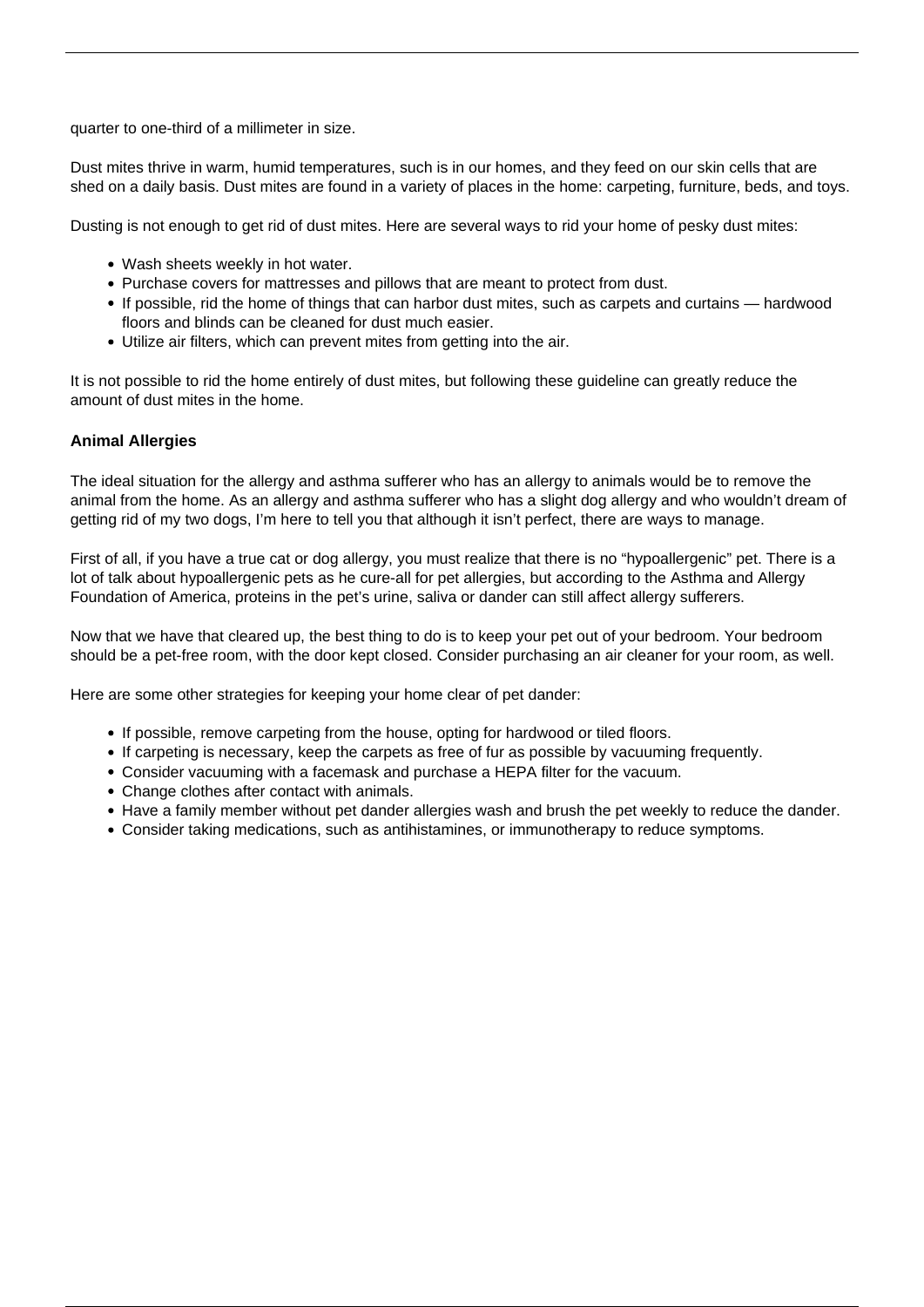quarter to one-third of a millimeter in size.

Dust mites thrive in warm, humid temperatures, such is in our homes, and they feed on our skin cells that are shed on a daily basis. Dust mites are found in a variety of places in the home: carpeting, furniture, beds, and toys.

Dusting is not enough to get rid of dust mites. Here are several ways to rid your home of pesky dust mites:

- Wash sheets weekly in hot water.
- Purchase covers for mattresses and pillows that are meant to protect from dust.
- If possible, rid the home of things that can harbor dust mites, such as carpets and curtains — hardwood floors and blinds can be cleaned for dust much easier.
- Utilize air filters, which can prevent mites from getting into the air.

It is not possible to rid the home entirely of dust mites, but following these guideline can greatly reduce the amount of dust mites in the home.

**Animal Allergies**

The ideal situation for the allergy and asthma sufferer who has an allergy to animals would be to remove the animal from the home. As an allergy and asthma sufferer who has a slight dog allergy and who wouldn't dream of getting rid of my two dogs, I'm here to tell you that although it isn't perfect, there are ways to manage.

First of all, if you have a true cat or dog allergy, you must realize that there is no "hypoallergenic" pet. There is a lot of talk about hypoallergenic pets as he cure-all for pet allergies, but according to the Asthma and Allergy Foundation of America, proteins in the pet's urine, saliva or dander can still affect allergy sufferers.

Now that we have that cleared up, the best thing to do is to keep your pet out of your bedroom. Your bedroom should be a pet-free room, with the door kept closed. Consider purchasing an air cleaner for your room, as well.

Here are some other strategies for keeping your home clear of pet dander:

- If possible, remove carpeting from the house, opting for hardwood or tiled floors.
- If carpeting is necessary, keep the carpets as free of fur as possible by vacuuming frequently.
- Consider vacuuming with a facemask and purchase a HEPA filter for the vacuum.
- Change clothes after contact with animals.
- Have a family member without pet dander allergies wash and brush the pet weekly to reduce the dander.
- Consider taking medications, such as antihistamines, or immunotherapy to reduce symptoms.